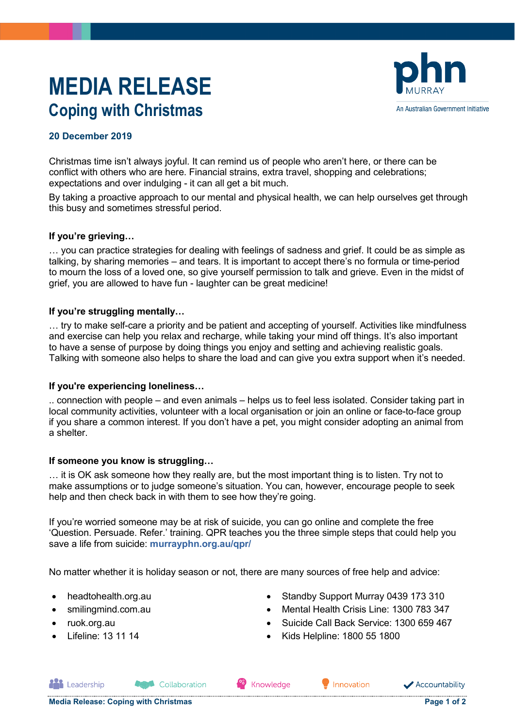# MEDIA RELEASE
## Coping with Christmas

**20 December 2019**

Christmas time isn't always joyful. It can remind us of people who aren't here, or there can be conflict with others who are here. Financial strains, extra travel, shopping and celebrations; expectations and over indulging - it can all get a bit much.

By taking a proactive approach to our mental and physical health, we can help ourselves get through this busy and sometimes stressful period.

**If you're grieving…**

… you can practice strategies for dealing with feelings of sadness and grief. It could be as simple as talking, by sharing memories – and tears. It is important to accept there's no formula or time-period to mourn the loss of a loved one, so give yourself permission to talk and grieve. Even in the midst of grief, you are allowed to have fun - laughter can be great medicine!

**If you're struggling mentally…**

… try to make self-care a priority and be patient and accepting of yourself. Activities like mindfulness and exercise can help you relax and recharge, while taking your mind off things. It's also important to have a sense of purpose by doing things you enjoy and setting and achieving realistic goals. Talking with someone also helps to share the load and can give you extra support when it's needed.

**If you're experiencing loneliness…**

.. connection with people – and even animals – helps us to feel less isolated. Consider taking part in local community activities, volunteer with a local organisation or join an online or face-to-face group if you share a common interest. If you don't have a pet, you might consider adopting an animal from a shelter.

**If someone you know is struggling…**

… it is OK ask someone how they really are, but the most important thing is to listen. Try not to make assumptions or to judge someone's situation. You can, however, encourage people to seek help and then check back in with them to see how they're going.

If you're worried someone may be at risk of suicide, you can go online and complete the free 'Question. Persuade. Refer.' training. QPR teaches you the three simple steps that could help you save a life from suicide: **murrayphn.org.au/qpr/**

No matter whether it is holiday season or not, there are many sources of free help and advice:

- headtohealth.org.au
- smilingmind.com.au
- ruok.org.au
- Lifeline: 13 11 14
- Standby Support Murray 0439 173 310
- Mental Health Crisis Line: 1300 783 347
- Suicide Call Back Service: 1300 659 467
- Kids Helpline: 1800 55 1800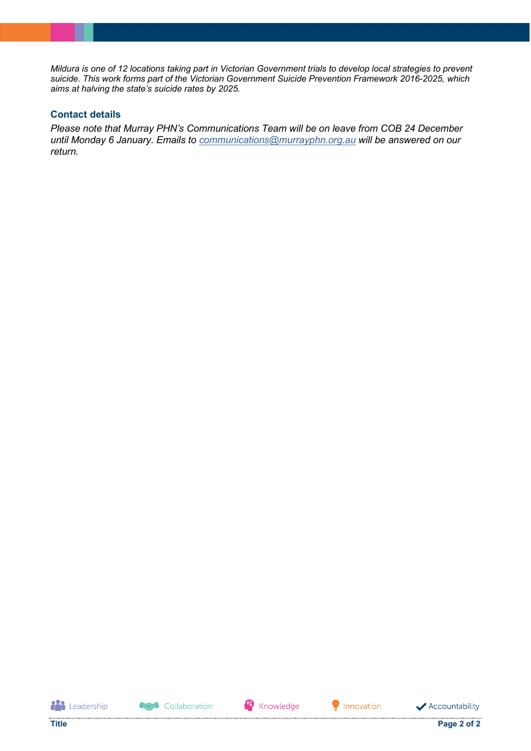*Mildura is one of 12 locations taking part in Victorian Government trials to develop local strategies to prevent suicide. This work forms part of the Victorian Government Suicide Prevention Framework 2016-2025, which aims at halving the state's suicide rates by 2025.*

## Contact details

*Please note that Murray PHN's Communications Team will be on leave from COB 24 December until Monday 6 January. Emails to communications@murrayphn.org.au will be answered on our return.*